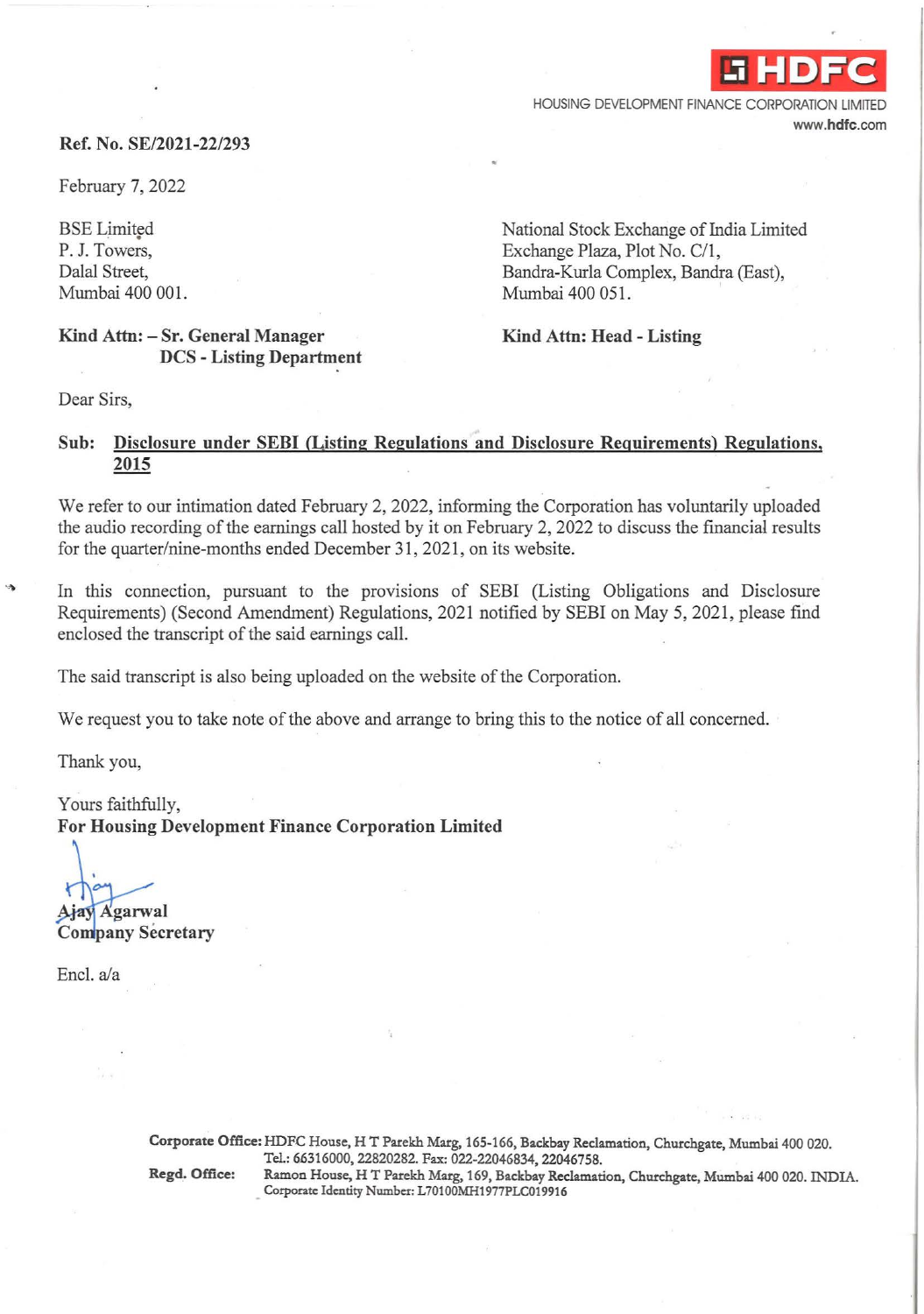**HDFC**

HOUSING DEVELOPMENT FINANCE CORPORATION LIMITED
www.hdfc.com

**Ref. No. SE/2021-22/293**

February 7, 2022

BSE Limited
P. J. Towers,
Dalal Street,
Mumbai 400 001.

**Kind Attn: – Sr. General Manager**
**DCS - Listing Department**

National Stock Exchange of India Limited
Exchange Plaza, Plot No. C/1,
Bandra-Kurla Complex, Bandra (East),
Mumbai 400 051.

**Kind Attn: Head - Listing**

Dear Sirs,

**Sub: Disclosure under SEBI (Listing Regulations and Disclosure Requirements) Regulations, 2015**

We refer to our intimation dated February 2, 2022, informing the Corporation has voluntarily uploaded the audio recording of the earnings call hosted by it on February 2, 2022 to discuss the financial results for the quarter/nine-months ended December 31, 2021, on its website.

In this connection, pursuant to the provisions of SEBI (Listing Obligations and Disclosure Requirements) (Second Amendment) Regulations, 2021 notified by SEBI on May 5, 2021, please find enclosed the transcript of the said earnings call.

The said transcript is also being uploaded on the website of the Corporation.

We request you to take note of the above and arrange to bring this to the notice of all concerned.

Thank you,

Yours faithfully,
**For Housing Development Finance Corporation Limited**

**Ajay Agarwal**
**Company Secretary**

Encl. a/a

**Corporate Office:** HDFC House, H T Parekh Marg, 165-166, Backbay Reclamation, Churchgate, Mumbai 400 020. Tel.: 66316000, 22820282. Fax: 022-22046834, 22046758.
**Regd. Office:** Ramon House, H T Parekh Marg, 169, Backbay Reclamation, Churchgate, Mumbai 400 020. INDIA. Corporate Identity Number: L70100MH1977PLC019916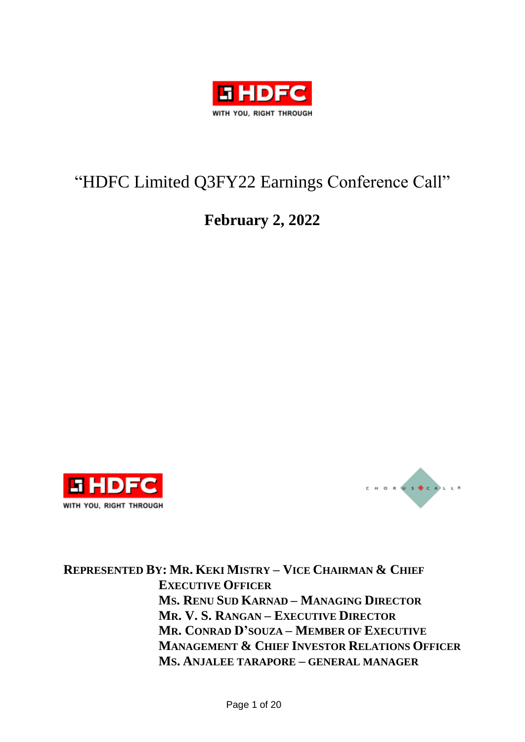# "HDFC Limited Q3FY22 Earnings Conference Call"

## February 2, 2022

**REPRESENTED BY: MR. KEKI MISTRY – VICE CHAIRMAN & CHIEF EXECUTIVE OFFICER**
**MS. RENU SUD KARNAD – MANAGING DIRECTOR**
**MR. V. S. RANGAN – EXECUTIVE DIRECTOR**
**MR. CONRAD D'SOUZA – MEMBER OF EXECUTIVE MANAGEMENT & CHIEF INVESTOR RELATIONS OFFICER**
**MS. ANJALEE TARAPORE – GENERAL MANAGER**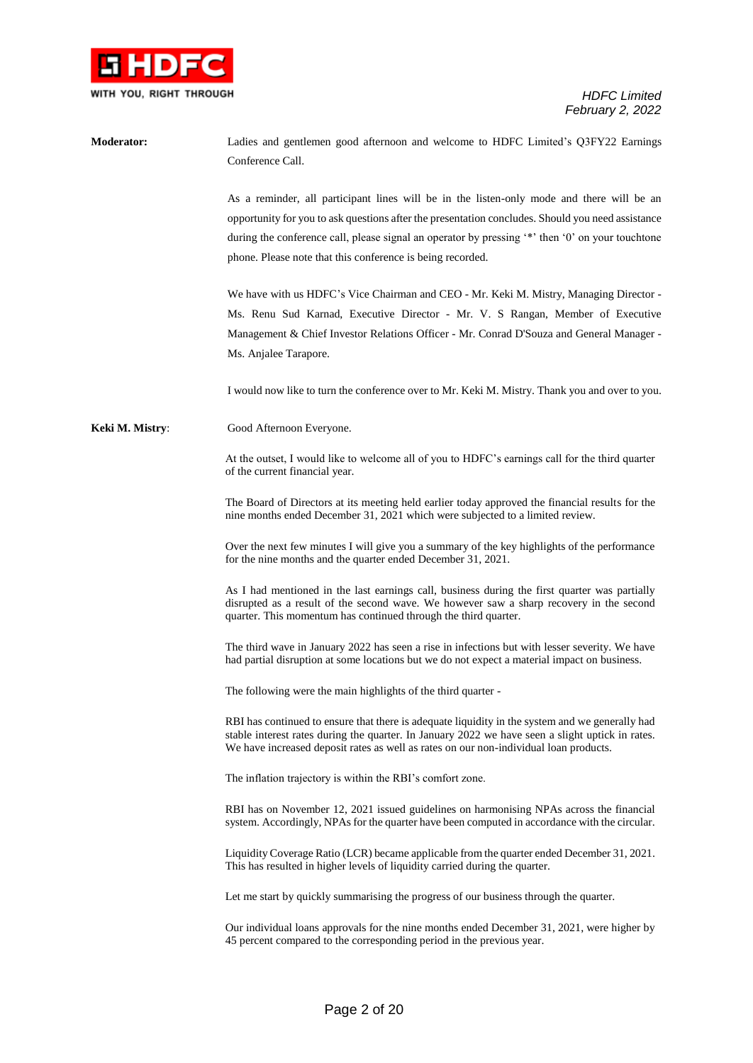**Moderator:** Ladies and gentlemen good afternoon and welcome to HDFC Limited's Q3FY22 Earnings Conference Call.

As a reminder, all participant lines will be in the listen-only mode and there will be an opportunity for you to ask questions after the presentation concludes. Should you need assistance during the conference call, please signal an operator by pressing '*' then '0' on your touchtone phone. Please note that this conference is being recorded.

We have with us HDFC's Vice Chairman and CEO - Mr. Keki M. Mistry, Managing Director - Ms. Renu Sud Karnad, Executive Director - Mr. V. S Rangan, Member of Executive Management & Chief Investor Relations Officer - Mr. Conrad D'Souza and General Manager - Ms. Anjalee Tarapore.

I would now like to turn the conference over to Mr. Keki M. Mistry. Thank you and over to you.

**Keki M. Mistry**: Good Afternoon Everyone.

At the outset, I would like to welcome all of you to HDFC's earnings call for the third quarter of the current financial year.

The Board of Directors at its meeting held earlier today approved the financial results for the nine months ended December 31, 2021 which were subjected to a limited review.

Over the next few minutes I will give you a summary of the key highlights of the performance for the nine months and the quarter ended December 31, 2021.

As I had mentioned in the last earnings call, business during the first quarter was partially disrupted as a result of the second wave. We however saw a sharp recovery in the second quarter. This momentum has continued through the third quarter.

The third wave in January 2022 has seen a rise in infections but with lesser severity. We have had partial disruption at some locations but we do not expect a material impact on business.

The following were the main highlights of the third quarter -

RBI has continued to ensure that there is adequate liquidity in the system and we generally had stable interest rates during the quarter. In January 2022 we have seen a slight uptick in rates. We have increased deposit rates as well as rates on our non-individual loan products.

The inflation trajectory is within the RBI's comfort zone.

RBI has on November 12, 2021 issued guidelines on harmonising NPAs across the financial system. Accordingly, NPAs for the quarter have been computed in accordance with the circular.

Liquidity Coverage Ratio (LCR) became applicable from the quarter ended December 31, 2021. This has resulted in higher levels of liquidity carried during the quarter.

Let me start by quickly summarising the progress of our business through the quarter.

Our individual loans approvals for the nine months ended December 31, 2021, were higher by 45 percent compared to the corresponding period in the previous year.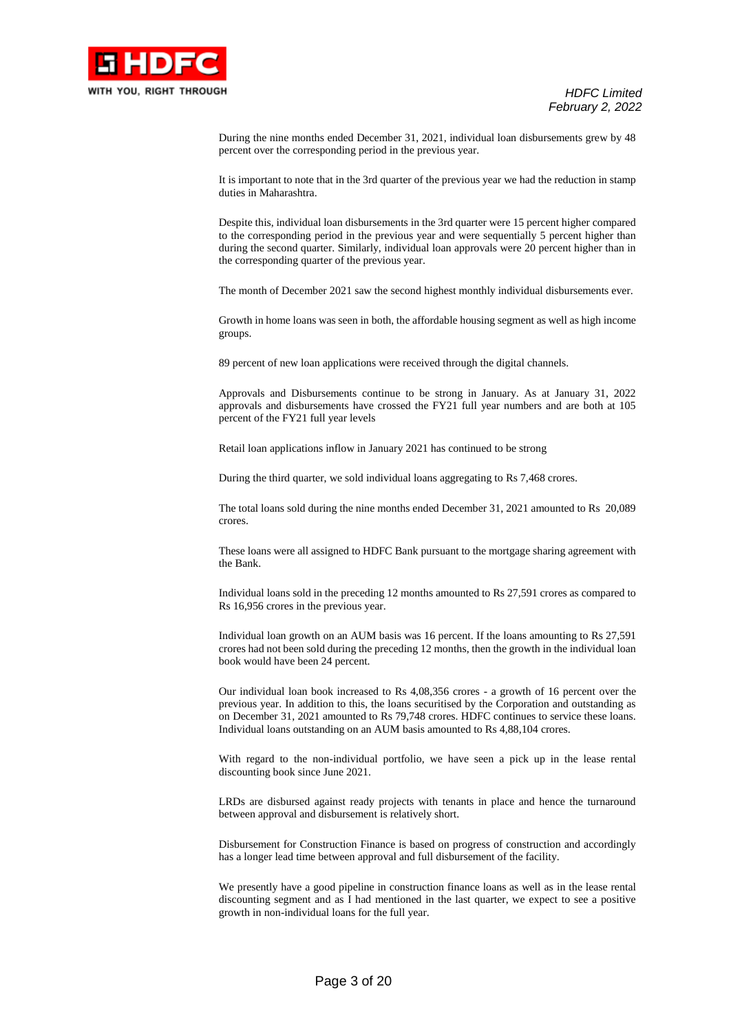During the nine months ended December 31, 2021, individual loan disbursements grew by 48 percent over the corresponding period in the previous year.

It is important to note that in the 3rd quarter of the previous year we had the reduction in stamp duties in Maharashtra.

Despite this, individual loan disbursements in the 3rd quarter were 15 percent higher compared to the corresponding period in the previous year and were sequentially 5 percent higher than during the second quarter. Similarly, individual loan approvals were 20 percent higher than in the corresponding quarter of the previous year.

The month of December 2021 saw the second highest monthly individual disbursements ever.

Growth in home loans was seen in both, the affordable housing segment as well as high income groups.

89 percent of new loan applications were received through the digital channels.

Approvals and Disbursements continue to be strong in January. As at January 31, 2022 approvals and disbursements have crossed the FY21 full year numbers and are both at 105 percent of the FY21 full year levels

Retail loan applications inflow in January 2021 has continued to be strong

During the third quarter, we sold individual loans aggregating to Rs 7,468 crores.

The total loans sold during the nine months ended December 31, 2021 amounted to Rs 20,089 crores.

These loans were all assigned to HDFC Bank pursuant to the mortgage sharing agreement with the Bank.

Individual loans sold in the preceding 12 months amounted to Rs 27,591 crores as compared to Rs 16,956 crores in the previous year.

Individual loan growth on an AUM basis was 16 percent. If the loans amounting to Rs 27,591 crores had not been sold during the preceding 12 months, then the growth in the individual loan book would have been 24 percent.

Our individual loan book increased to Rs 4,08,356 crores - a growth of 16 percent over the previous year. In addition to this, the loans securitised by the Corporation and outstanding as on December 31, 2021 amounted to Rs 79,748 crores. HDFC continues to service these loans. Individual loans outstanding on an AUM basis amounted to Rs 4,88,104 crores.

With regard to the non-individual portfolio, we have seen a pick up in the lease rental discounting book since June 2021.

LRDs are disbursed against ready projects with tenants in place and hence the turnaround between approval and disbursement is relatively short.

Disbursement for Construction Finance is based on progress of construction and accordingly has a longer lead time between approval and full disbursement of the facility.

We presently have a good pipeline in construction finance loans as well as in the lease rental discounting segment and as I had mentioned in the last quarter, we expect to see a positive growth in non-individual loans for the full year.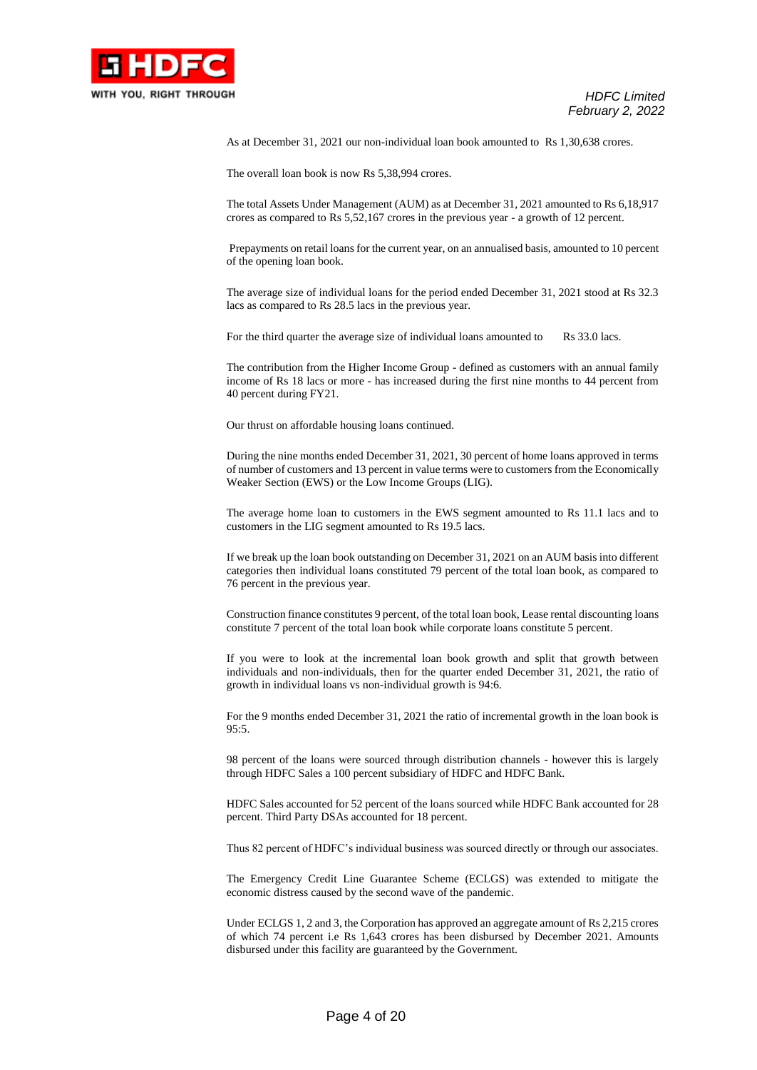As at December 31, 2021 our non-individual loan book amounted to Rs 1,30,638 crores.

The overall loan book is now Rs 5,38,994 crores.

The total Assets Under Management (AUM) as at December 31, 2021 amounted to Rs 6,18,917 crores as compared to Rs 5,52,167 crores in the previous year - a growth of 12 percent.

Prepayments on retail loans for the current year, on an annualised basis, amounted to 10 percent of the opening loan book.

The average size of individual loans for the period ended December 31, 2021 stood at Rs 32.3 lacs as compared to Rs 28.5 lacs in the previous year.

For the third quarter the average size of individual loans amounted to Rs 33.0 lacs.

The contribution from the Higher Income Group - defined as customers with an annual family income of Rs 18 lacs or more - has increased during the first nine months to 44 percent from 40 percent during FY21.

Our thrust on affordable housing loans continued.

During the nine months ended December 31, 2021, 30 percent of home loans approved in terms of number of customers and 13 percent in value terms were to customers from the Economically Weaker Section (EWS) or the Low Income Groups (LIG).

The average home loan to customers in the EWS segment amounted to Rs 11.1 lacs and to customers in the LIG segment amounted to Rs 19.5 lacs.

If we break up the loan book outstanding on December 31, 2021 on an AUM basis into different categories then individual loans constituted 79 percent of the total loan book, as compared to 76 percent in the previous year.

Construction finance constitutes 9 percent, of the total loan book, Lease rental discounting loans constitute 7 percent of the total loan book while corporate loans constitute 5 percent.

If you were to look at the incremental loan book growth and split that growth between individuals and non-individuals, then for the quarter ended December 31, 2021, the ratio of growth in individual loans vs non-individual growth is 94:6.

For the 9 months ended December 31, 2021 the ratio of incremental growth in the loan book is 95:5.

98 percent of the loans were sourced through distribution channels - however this is largely through HDFC Sales a 100 percent subsidiary of HDFC and HDFC Bank.

HDFC Sales accounted for 52 percent of the loans sourced while HDFC Bank accounted for 28 percent. Third Party DSAs accounted for 18 percent.

Thus 82 percent of HDFC's individual business was sourced directly or through our associates.

The Emergency Credit Line Guarantee Scheme (ECLGS) was extended to mitigate the economic distress caused by the second wave of the pandemic.

Under ECLGS 1, 2 and 3, the Corporation has approved an aggregate amount of Rs 2,215 crores of which 74 percent i.e Rs 1,643 crores has been disbursed by December 2021. Amounts disbursed under this facility are guaranteed by the Government.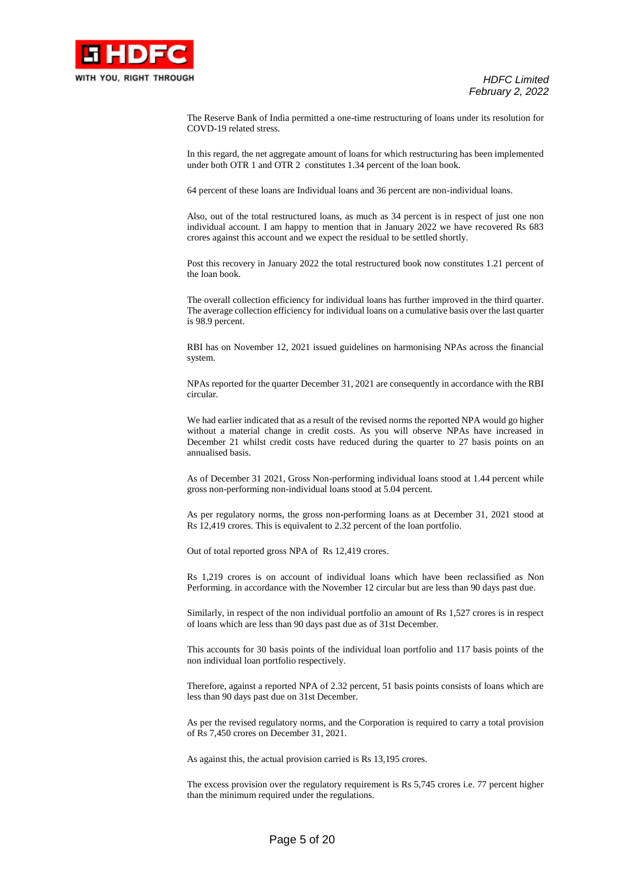The Reserve Bank of India permitted a one-time restructuring of loans under its resolution for COVD-19 related stress.

In this regard, the net aggregate amount of loans for which restructuring has been implemented under both OTR 1 and OTR 2 constitutes 1.34 percent of the loan book.

64 percent of these loans are Individual loans and 36 percent are non-individual loans.

Also, out of the total restructured loans, as much as 34 percent is in respect of just one non individual account. I am happy to mention that in January 2022 we have recovered Rs 683 crores against this account and we expect the residual to be settled shortly.

Post this recovery in January 2022 the total restructured book now constitutes 1.21 percent of the loan book.

The overall collection efficiency for individual loans has further improved in the third quarter. The average collection efficiency for individual loans on a cumulative basis over the last quarter is 98.9 percent.

RBI has on November 12, 2021 issued guidelines on harmonising NPAs across the financial system.

NPAs reported for the quarter December 31, 2021 are consequently in accordance with the RBI circular.

We had earlier indicated that as a result of the revised norms the reported NPA would go higher without a material change in credit costs. As you will observe NPAs have increased in December 21 whilst credit costs have reduced during the quarter to 27 basis points on an annualised basis.

As of December 31 2021, Gross Non-performing individual loans stood at 1.44 percent while gross non-performing non-individual loans stood at 5.04 percent.

As per regulatory norms, the gross non-performing loans as at December 31, 2021 stood at Rs 12,419 crores. This is equivalent to 2.32 percent of the loan portfolio.

Out of total reported gross NPA of Rs 12,419 crores.

Rs 1,219 crores is on account of individual loans which have been reclassified as Non Performing. in accordance with the November 12 circular but are less than 90 days past due.

Similarly, in respect of the non individual portfolio an amount of Rs 1,527 crores is in respect of loans which are less than 90 days past due as of 31st December.

This accounts for 30 basis points of the individual loan portfolio and 117 basis points of the non individual loan portfolio respectively.

Therefore, against a reported NPA of 2.32 percent, 51 basis points consists of loans which are less than 90 days past due on 31st December.

As per the revised regulatory norms, and the Corporation is required to carry a total provision of Rs 7,450 crores on December 31, 2021.

As against this, the actual provision carried is Rs 13,195 crores.

The excess provision over the regulatory requirement is Rs 5,745 crores i.e. 77 percent higher than the minimum required under the regulations.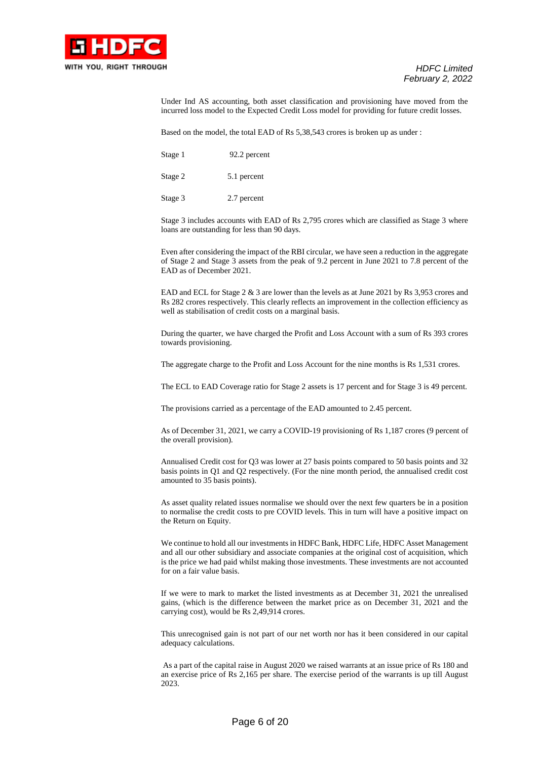Under Ind AS accounting, both asset classification and provisioning have moved from the incurred loss model to the Expected Credit Loss model for providing for future credit losses.

Based on the model, the total EAD of Rs 5,38,543 crores is broken up as under :

| | |
|---|---|
| Stage 1 | 92.2 percent |
| Stage 2 | 5.1 percent |
| Stage 3 | 2.7 percent |

Stage 3 includes accounts with EAD of Rs 2,795 crores which are classified as Stage 3 where loans are outstanding for less than 90 days.

Even after considering the impact of the RBI circular, we have seen a reduction in the aggregate of Stage 2 and Stage 3 assets from the peak of 9.2 percent in June 2021 to 7.8 percent of the EAD as of December 2021.

EAD and ECL for Stage 2 & 3 are lower than the levels as at June 2021 by Rs 3,953 crores and Rs 282 crores respectively. This clearly reflects an improvement in the collection efficiency as well as stabilisation of credit costs on a marginal basis.

During the quarter, we have charged the Profit and Loss Account with a sum of Rs 393 crores towards provisioning.

The aggregate charge to the Profit and Loss Account for the nine months is Rs 1,531 crores.

The ECL to EAD Coverage ratio for Stage 2 assets is 17 percent and for Stage 3 is 49 percent.

The provisions carried as a percentage of the EAD amounted to 2.45 percent.

As of December 31, 2021, we carry a COVID-19 provisioning of Rs 1,187 crores (9 percent of the overall provision).

Annualised Credit cost for Q3 was lower at 27 basis points compared to 50 basis points and 32 basis points in Q1 and Q2 respectively. (For the nine month period, the annualised credit cost amounted to 35 basis points).

As asset quality related issues normalise we should over the next few quarters be in a position to normalise the credit costs to pre COVID levels. This in turn will have a positive impact on the Return on Equity.

We continue to hold all our investments in HDFC Bank, HDFC Life, HDFC Asset Management and all our other subsidiary and associate companies at the original cost of acquisition, which is the price we had paid whilst making those investments. These investments are not accounted for on a fair value basis.

If we were to mark to market the listed investments as at December 31, 2021 the unrealised gains, (which is the difference between the market price as on December 31, 2021 and the carrying cost), would be Rs 2,49,914 crores.

This unrecognised gain is not part of our net worth nor has it been considered in our capital adequacy calculations.

As a part of the capital raise in August 2020 we raised warrants at an issue price of Rs 180 and an exercise price of Rs 2,165 per share. The exercise period of the warrants is up till August 2023.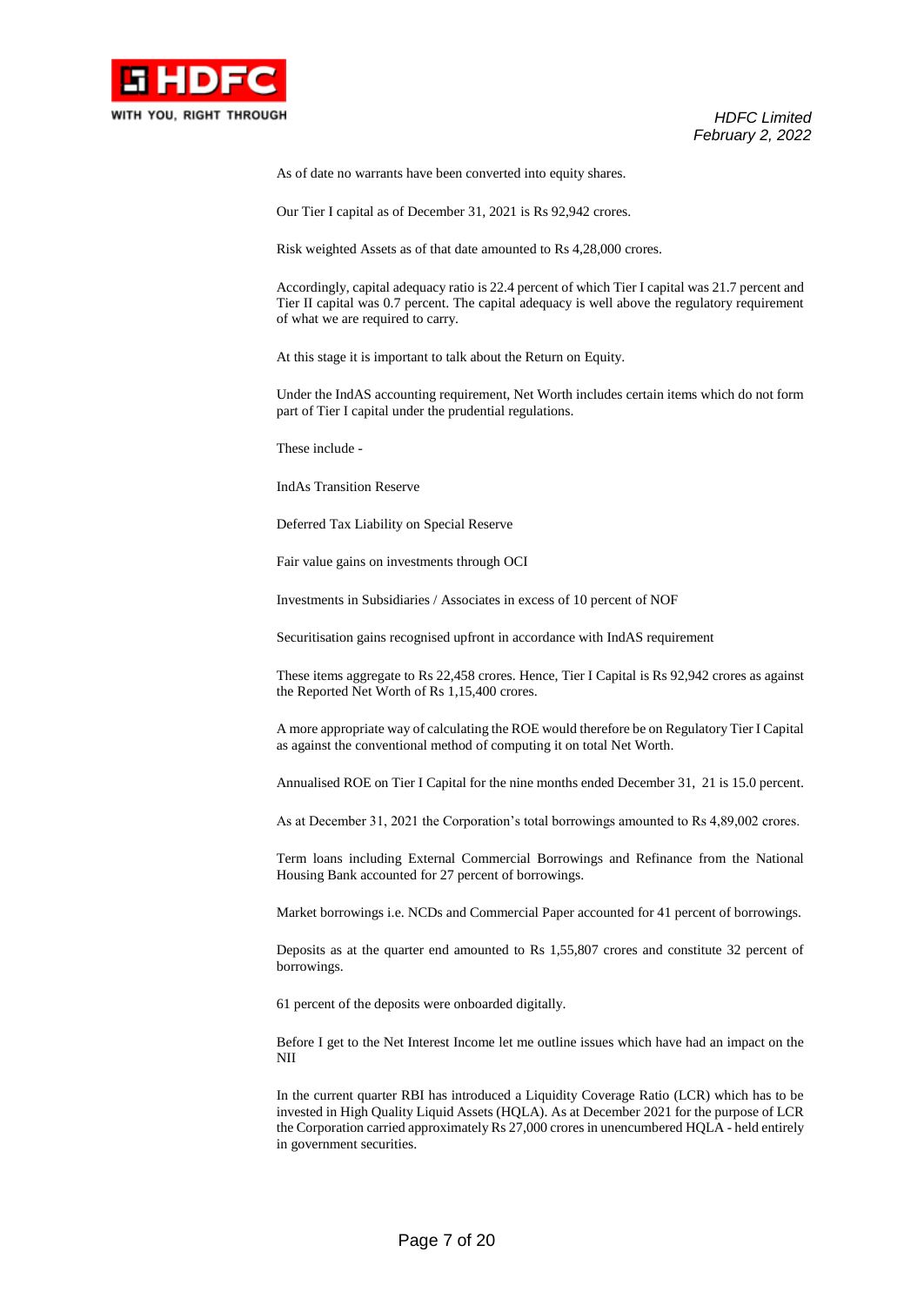As of date no warrants have been converted into equity shares.

Our Tier I capital as of December 31, 2021 is Rs 92,942 crores.

Risk weighted Assets as of that date amounted to Rs 4,28,000 crores.

Accordingly, capital adequacy ratio is 22.4 percent of which Tier I capital was 21.7 percent and Tier II capital was 0.7 percent. The capital adequacy is well above the regulatory requirement of what we are required to carry.

At this stage it is important to talk about the Return on Equity.

Under the IndAS accounting requirement, Net Worth includes certain items which do not form part of Tier I capital under the prudential regulations.

These include -

IndAs Transition Reserve

Deferred Tax Liability on Special Reserve

Fair value gains on investments through OCI

Investments in Subsidiaries / Associates in excess of 10 percent of NOF

Securitisation gains recognised upfront in accordance with IndAS requirement

These items aggregate to Rs 22,458 crores. Hence, Tier I Capital is Rs 92,942 crores as against the Reported Net Worth of Rs 1,15,400 crores.

A more appropriate way of calculating the ROE would therefore be on Regulatory Tier I Capital as against the conventional method of computing it on total Net Worth.

Annualised ROE on Tier I Capital for the nine months ended December 31, 21 is 15.0 percent.

As at December 31, 2021 the Corporation's total borrowings amounted to Rs 4,89,002 crores.

Term loans including External Commercial Borrowings and Refinance from the National Housing Bank accounted for 27 percent of borrowings.

Market borrowings i.e. NCDs and Commercial Paper accounted for 41 percent of borrowings.

Deposits as at the quarter end amounted to Rs 1,55,807 crores and constitute 32 percent of borrowings.

61 percent of the deposits were onboarded digitally.

Before I get to the Net Interest Income let me outline issues which have had an impact on the NII

In the current quarter RBI has introduced a Liquidity Coverage Ratio (LCR) which has to be invested in High Quality Liquid Assets (HQLA). As at December 2021 for the purpose of LCR the Corporation carried approximately Rs 27,000 crores in unencumbered HQLA - held entirely in government securities.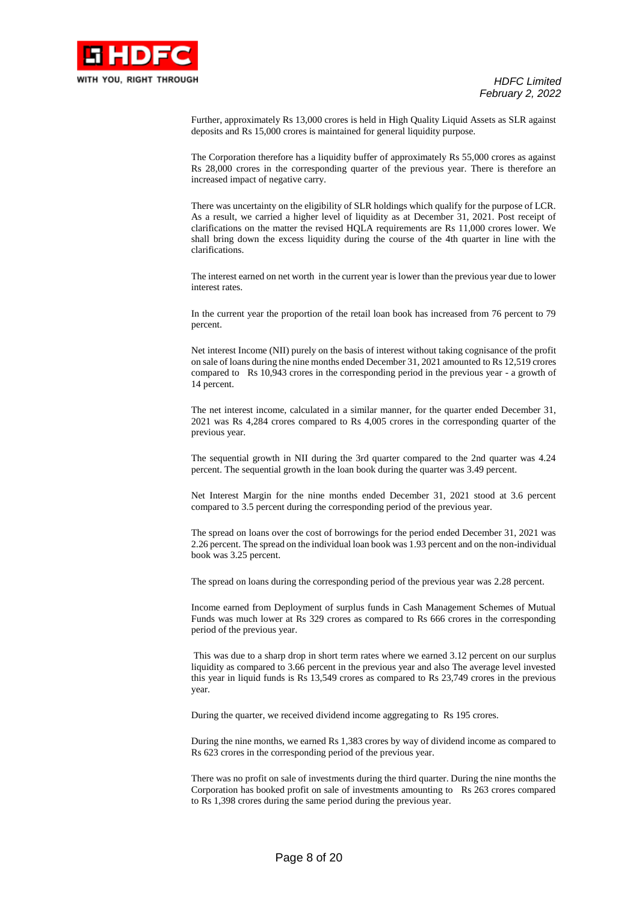Further, approximately Rs 13,000 crores is held in High Quality Liquid Assets as SLR against deposits and Rs 15,000 crores is maintained for general liquidity purpose.

The Corporation therefore has a liquidity buffer of approximately Rs 55,000 crores as against Rs 28,000 crores in the corresponding quarter of the previous year. There is therefore an increased impact of negative carry.

There was uncertainty on the eligibility of SLR holdings which qualify for the purpose of LCR. As a result, we carried a higher level of liquidity as at December 31, 2021. Post receipt of clarifications on the matter the revised HQLA requirements are Rs 11,000 crores lower. We shall bring down the excess liquidity during the course of the 4th quarter in line with the clarifications.

The interest earned on net worth in the current year is lower than the previous year due to lower interest rates.

In the current year the proportion of the retail loan book has increased from 76 percent to 79 percent.

Net interest Income (NII) purely on the basis of interest without taking cognisance of the profit on sale of loans during the nine months ended December 31, 2021 amounted to Rs 12,519 crores compared to Rs 10,943 crores in the corresponding period in the previous year - a growth of 14 percent.

The net interest income, calculated in a similar manner, for the quarter ended December 31, 2021 was Rs 4,284 crores compared to Rs 4,005 crores in the corresponding quarter of the previous year.

The sequential growth in NII during the 3rd quarter compared to the 2nd quarter was 4.24 percent. The sequential growth in the loan book during the quarter was 3.49 percent.

Net Interest Margin for the nine months ended December 31, 2021 stood at 3.6 percent compared to 3.5 percent during the corresponding period of the previous year.

The spread on loans over the cost of borrowings for the period ended December 31, 2021 was 2.26 percent. The spread on the individual loan book was 1.93 percent and on the non-individual book was 3.25 percent.

The spread on loans during the corresponding period of the previous year was 2.28 percent.

Income earned from Deployment of surplus funds in Cash Management Schemes of Mutual Funds was much lower at Rs 329 crores as compared to Rs 666 crores in the corresponding period of the previous year.

This was due to a sharp drop in short term rates where we earned 3.12 percent on our surplus liquidity as compared to 3.66 percent in the previous year and also The average level invested this year in liquid funds is Rs 13,549 crores as compared to Rs 23,749 crores in the previous year.

During the quarter, we received dividend income aggregating to Rs 195 crores.

During the nine months, we earned Rs 1,383 crores by way of dividend income as compared to Rs 623 crores in the corresponding period of the previous year.

There was no profit on sale of investments during the third quarter. During the nine months the Corporation has booked profit on sale of investments amounting to Rs 263 crores compared to Rs 1,398 crores during the same period during the previous year.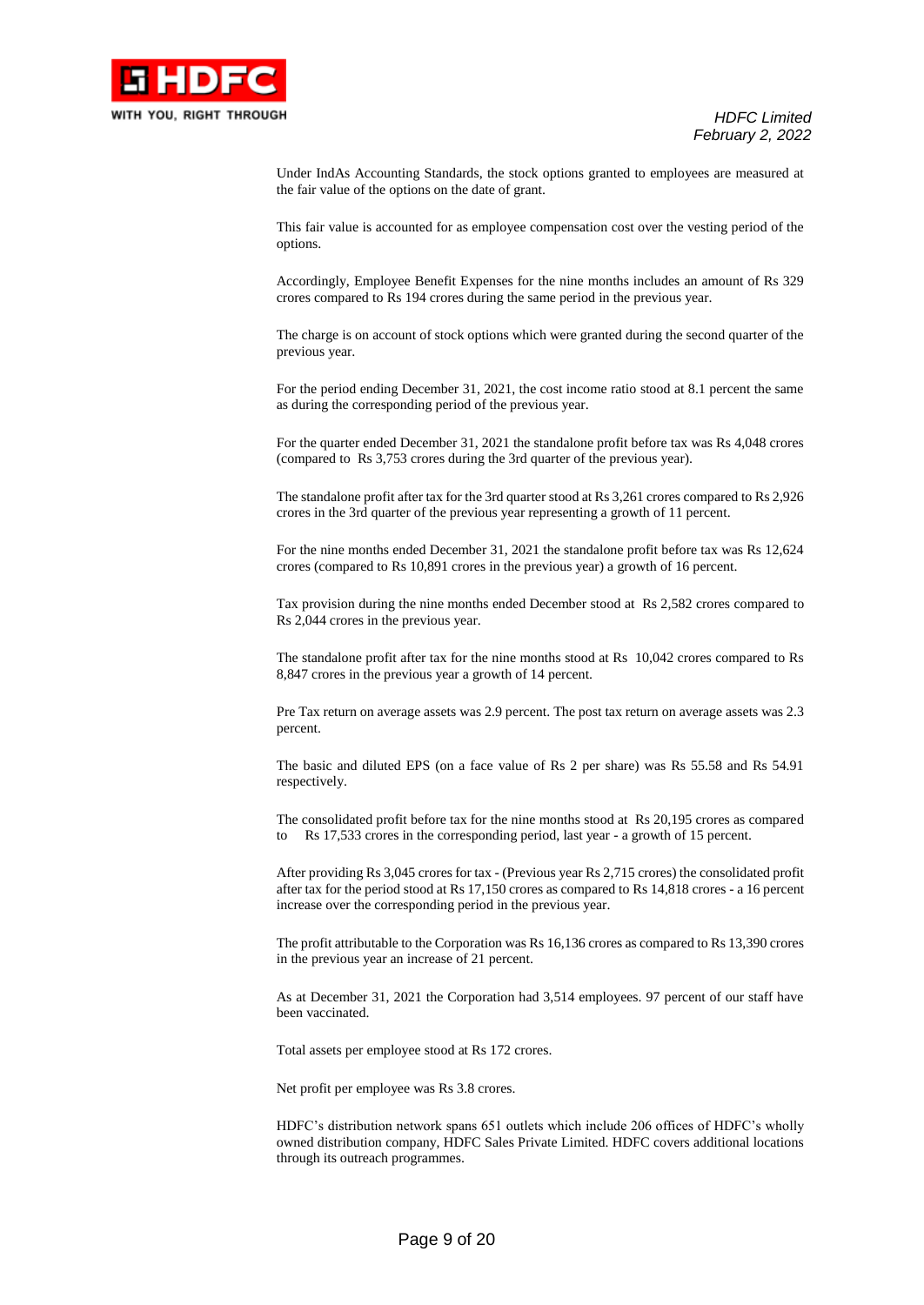Under IndAs Accounting Standards, the stock options granted to employees are measured at the fair value of the options on the date of grant.

This fair value is accounted for as employee compensation cost over the vesting period of the options.

Accordingly, Employee Benefit Expenses for the nine months includes an amount of Rs 329 crores compared to Rs 194 crores during the same period in the previous year.

The charge is on account of stock options which were granted during the second quarter of the previous year.

For the period ending December 31, 2021, the cost income ratio stood at 8.1 percent the same as during the corresponding period of the previous year.

For the quarter ended December 31, 2021 the standalone profit before tax was Rs 4,048 crores (compared to Rs 3,753 crores during the 3rd quarter of the previous year).

The standalone profit after tax for the 3rd quarter stood at Rs 3,261 crores compared to Rs 2,926 crores in the 3rd quarter of the previous year representing a growth of 11 percent.

For the nine months ended December 31, 2021 the standalone profit before tax was Rs 12,624 crores (compared to Rs 10,891 crores in the previous year) a growth of 16 percent.

Tax provision during the nine months ended December stood at Rs 2,582 crores compared to Rs 2,044 crores in the previous year.

The standalone profit after tax for the nine months stood at Rs 10,042 crores compared to Rs 8,847 crores in the previous year a growth of 14 percent.

Pre Tax return on average assets was 2.9 percent. The post tax return on average assets was 2.3 percent.

The basic and diluted EPS (on a face value of Rs 2 per share) was Rs 55.58 and Rs 54.91 respectively.

The consolidated profit before tax for the nine months stood at Rs 20,195 crores as compared to Rs 17,533 crores in the corresponding period, last year - a growth of 15 percent.

After providing Rs 3,045 crores for tax - (Previous year Rs 2,715 crores) the consolidated profit after tax for the period stood at Rs 17,150 crores as compared to Rs 14,818 crores - a 16 percent increase over the corresponding period in the previous year.

The profit attributable to the Corporation was Rs 16,136 crores as compared to Rs 13,390 crores in the previous year an increase of 21 percent.

As at December 31, 2021 the Corporation had 3,514 employees. 97 percent of our staff have been vaccinated.

Total assets per employee stood at Rs 172 crores.

Net profit per employee was Rs 3.8 crores.

HDFC's distribution network spans 651 outlets which include 206 offices of HDFC's wholly owned distribution company, HDFC Sales Private Limited. HDFC covers additional locations through its outreach programmes.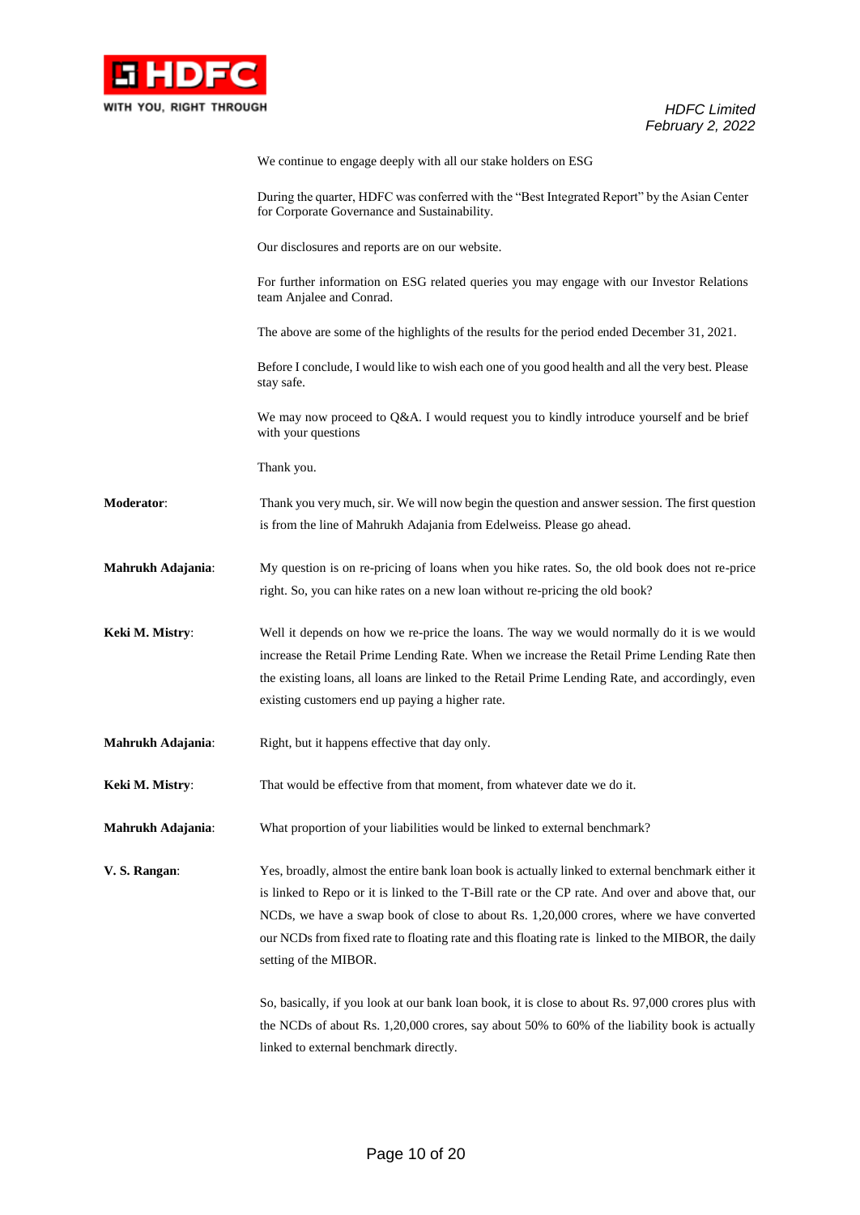We continue to engage deeply with all our stake holders on ESG

During the quarter, HDFC was conferred with the "Best Integrated Report" by the Asian Center for Corporate Governance and Sustainability.

Our disclosures and reports are on our website.

For further information on ESG related queries you may engage with our Investor Relations team Anjalee and Conrad.

The above are some of the highlights of the results for the period ended December 31, 2021.

Before I conclude, I would like to wish each one of you good health and all the very best. Please stay safe.

We may now proceed to Q&A. I would request you to kindly introduce yourself and be brief with your questions

Thank you.

**Moderator**: Thank you very much, sir. We will now begin the question and answer session. The first question is from the line of Mahrukh Adajania from Edelweiss. Please go ahead.

**Mahrukh Adajania**: My question is on re-pricing of loans when you hike rates. So, the old book does not re-price right. So, you can hike rates on a new loan without re-pricing the old book?

**Keki M. Mistry**: Well it depends on how we re-price the loans. The way we would normally do it is we would increase the Retail Prime Lending Rate. When we increase the Retail Prime Lending Rate then the existing loans, all loans are linked to the Retail Prime Lending Rate, and accordingly, even existing customers end up paying a higher rate.

**Mahrukh Adajania**: Right, but it happens effective that day only.

**Keki M. Mistry**: That would be effective from that moment, from whatever date we do it.

**Mahrukh Adajania**: What proportion of your liabilities would be linked to external benchmark?

**V. S. Rangan**: Yes, broadly, almost the entire bank loan book is actually linked to external benchmark either it is linked to Repo or it is linked to the T-Bill rate or the CP rate. And over and above that, our NCDs, we have a swap book of close to about Rs. 1,20,000 crores, where we have converted our NCDs from fixed rate to floating rate and this floating rate is linked to the MIBOR, the daily setting of the MIBOR.

So, basically, if you look at our bank loan book, it is close to about Rs. 97,000 crores plus with the NCDs of about Rs. 1,20,000 crores, say about 50% to 60% of the liability book is actually linked to external benchmark directly.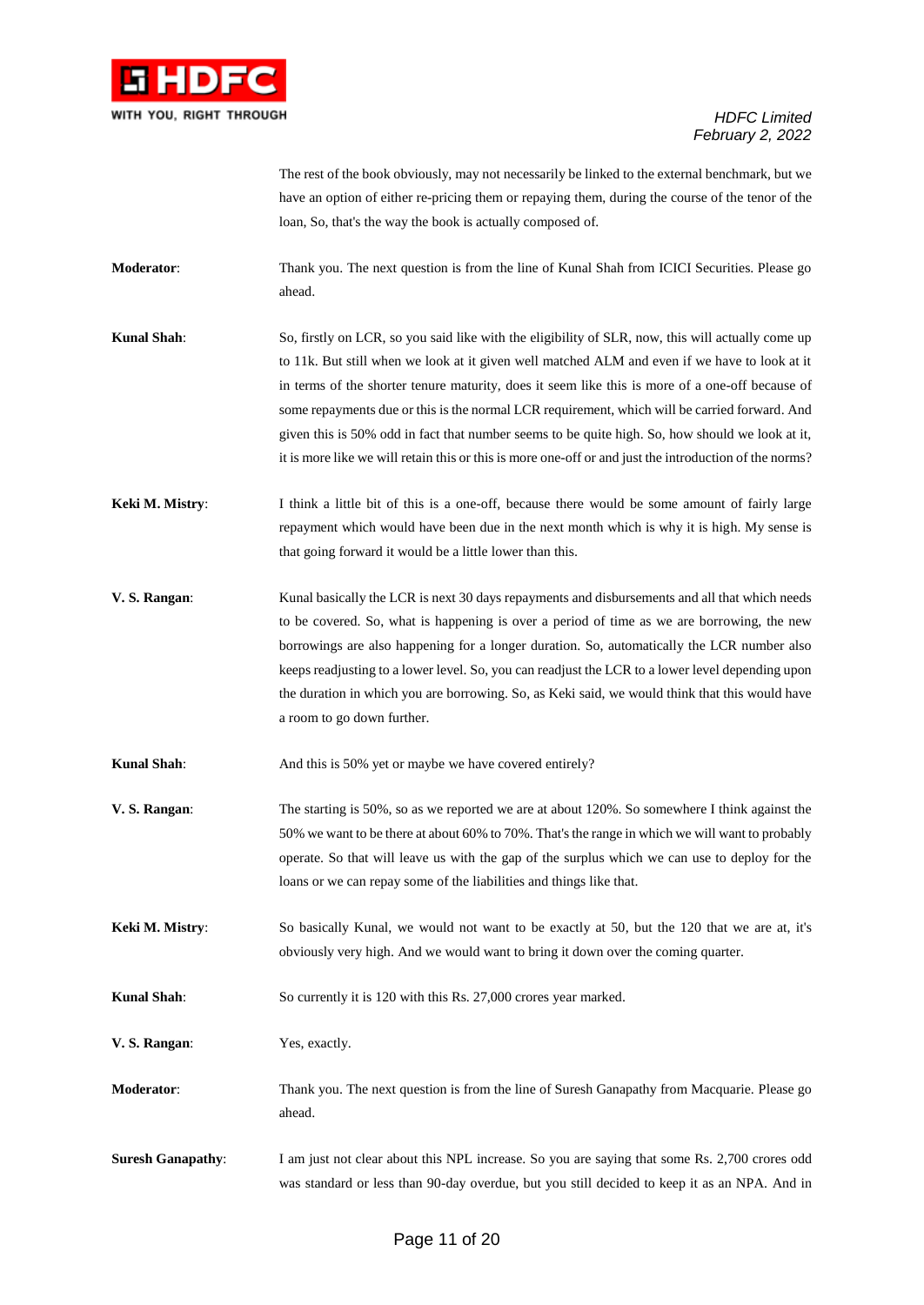The rest of the book obviously, may not necessarily be linked to the external benchmark, but we have an option of either re-pricing them or repaying them, during the course of the tenor of the loan, So, that's the way the book is actually composed of.

**Moderator**: Thank you. The next question is from the line of Kunal Shah from ICICI Securities. Please go ahead.

**Kunal Shah**: So, firstly on LCR, so you said like with the eligibility of SLR, now, this will actually come up to 11k. But still when we look at it given well matched ALM and even if we have to look at it in terms of the shorter tenure maturity, does it seem like this is more of a one-off because of some repayments due or this is the normal LCR requirement, which will be carried forward. And given this is 50% odd in fact that number seems to be quite high. So, how should we look at it, it is more like we will retain this or this is more one-off or and just the introduction of the norms?

**Keki M. Mistry**: I think a little bit of this is a one-off, because there would be some amount of fairly large repayment which would have been due in the next month which is why it is high. My sense is that going forward it would be a little lower than this.

**V. S. Rangan**: Kunal basically the LCR is next 30 days repayments and disbursements and all that which needs to be covered. So, what is happening is over a period of time as we are borrowing, the new borrowings are also happening for a longer duration. So, automatically the LCR number also keeps readjusting to a lower level. So, you can readjust the LCR to a lower level depending upon the duration in which you are borrowing. So, as Keki said, we would think that this would have a room to go down further.

**Kunal Shah**: And this is 50% yet or maybe we have covered entirely?

**V. S. Rangan**: The starting is 50%, so as we reported we are at about 120%. So somewhere I think against the 50% we want to be there at about 60% to 70%. That's the range in which we will want to probably operate. So that will leave us with the gap of the surplus which we can use to deploy for the loans or we can repay some of the liabilities and things like that.

**Keki M. Mistry**: So basically Kunal, we would not want to be exactly at 50, but the 120 that we are at, it's obviously very high. And we would want to bring it down over the coming quarter.

**Kunal Shah**: So currently it is 120 with this Rs. 27,000 crores year marked.

**V. S. Rangan**: Yes, exactly.

**Moderator**: Thank you. The next question is from the line of Suresh Ganapathy from Macquarie. Please go ahead.

**Suresh Ganapathy**: I am just not clear about this NPL increase. So you are saying that some Rs. 2,700 crores odd was standard or less than 90-day overdue, but you still decided to keep it as an NPA. And in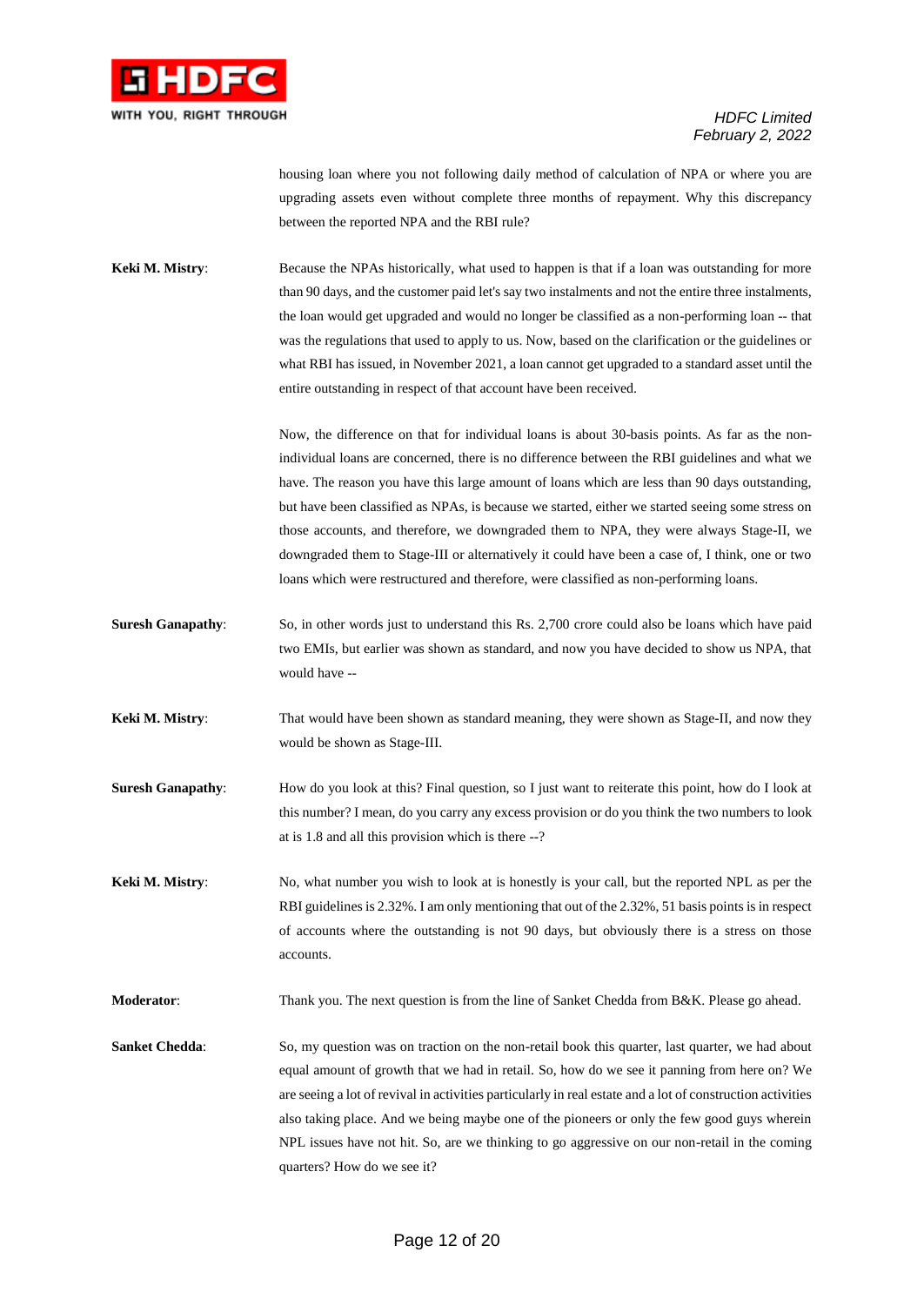housing loan where you not following daily method of calculation of NPA or where you are upgrading assets even without complete three months of repayment. Why this discrepancy between the reported NPA and the RBI rule?

**Keki M. Mistry**: Because the NPAs historically, what used to happen is that if a loan was outstanding for more than 90 days, and the customer paid let's say two instalments and not the entire three instalments, the loan would get upgraded and would no longer be classified as a non-performing loan -- that was the regulations that used to apply to us. Now, based on the clarification or the guidelines or what RBI has issued, in November 2021, a loan cannot get upgraded to a standard asset until the entire outstanding in respect of that account have been received.

Now, the difference on that for individual loans is about 30-basis points. As far as the non-individual loans are concerned, there is no difference between the RBI guidelines and what we have. The reason you have this large amount of loans which are less than 90 days outstanding, but have been classified as NPAs, is because we started, either we started seeing some stress on those accounts, and therefore, we downgraded them to NPA, they were always Stage-II, we downgraded them to Stage-III or alternatively it could have been a case of, I think, one or two loans which were restructured and therefore, were classified as non-performing loans.

**Suresh Ganapathy**: So, in other words just to understand this Rs. 2,700 crore could also be loans which have paid two EMIs, but earlier was shown as standard, and now you have decided to show us NPA, that would have --

**Keki M. Mistry**: That would have been shown as standard meaning, they were shown as Stage-II, and now they would be shown as Stage-III.

**Suresh Ganapathy**: How do you look at this? Final question, so I just want to reiterate this point, how do I look at this number? I mean, do you carry any excess provision or do you think the two numbers to look at is 1.8 and all this provision which is there --?

**Keki M. Mistry**: No, what number you wish to look at is honestly is your call, but the reported NPL as per the RBI guidelines is 2.32%. I am only mentioning that out of the 2.32%, 51 basis points is in respect of accounts where the outstanding is not 90 days, but obviously there is a stress on those accounts.

**Moderator**: Thank you. The next question is from the line of Sanket Chedda from B&K. Please go ahead.

**Sanket Chedda**: So, my question was on traction on the non-retail book this quarter, last quarter, we had about equal amount of growth that we had in retail. So, how do we see it panning from here on? We are seeing a lot of revival in activities particularly in real estate and a lot of construction activities also taking place. And we being maybe one of the pioneers or only the few good guys wherein NPL issues have not hit. So, are we thinking to go aggressive on our non-retail in the coming quarters? How do we see it?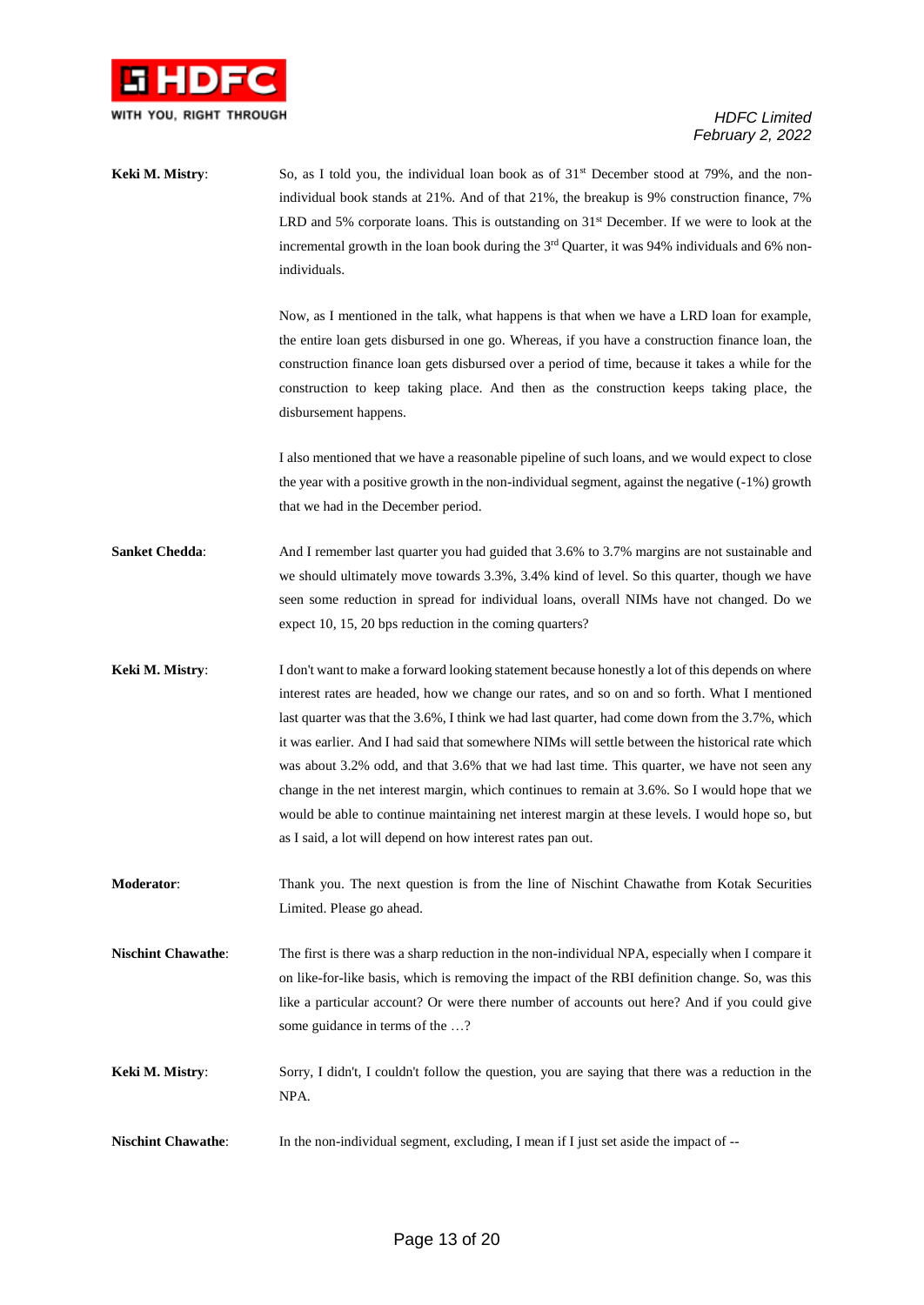**Keki M. Mistry**: So, as I told you, the individual loan book as of 31st December stood at 79%, and the non-individual book stands at 21%. And of that 21%, the breakup is 9% construction finance, 7% LRD and 5% corporate loans. This is outstanding on 31st December. If we were to look at the incremental growth in the loan book during the 3rd Quarter, it was 94% individuals and 6% non-individuals.

Now, as I mentioned in the talk, what happens is that when we have a LRD loan for example, the entire loan gets disbursed in one go. Whereas, if you have a construction finance loan, the construction finance loan gets disbursed over a period of time, because it takes a while for the construction to keep taking place. And then as the construction keeps taking place, the disbursement happens.

I also mentioned that we have a reasonable pipeline of such loans, and we would expect to close the year with a positive growth in the non-individual segment, against the negative (-1%) growth that we had in the December period.

**Sanket Chedda**: And I remember last quarter you had guided that 3.6% to 3.7% margins are not sustainable and we should ultimately move towards 3.3%, 3.4% kind of level. So this quarter, though we have seen some reduction in spread for individual loans, overall NIMs have not changed. Do we expect 10, 15, 20 bps reduction in the coming quarters?

**Keki M. Mistry**: I don't want to make a forward looking statement because honestly a lot of this depends on where interest rates are headed, how we change our rates, and so on and so forth. What I mentioned last quarter was that the 3.6%, I think we had last quarter, had come down from the 3.7%, which it was earlier. And I had said that somewhere NIMs will settle between the historical rate which was about 3.2% odd, and that 3.6% that we had last time. This quarter, we have not seen any change in the net interest margin, which continues to remain at 3.6%. So I would hope that we would be able to continue maintaining net interest margin at these levels. I would hope so, but as I said, a lot will depend on how interest rates pan out.

**Moderator**: Thank you. The next question is from the line of Nischint Chawathe from Kotak Securities Limited. Please go ahead.

**Nischint Chawathe**: The first is there was a sharp reduction in the non-individual NPA, especially when I compare it on like-for-like basis, which is removing the impact of the RBI definition change. So, was this like a particular account? Or were there number of accounts out here? And if you could give some guidance in terms of the …?

**Keki M. Mistry**: Sorry, I didn't, I couldn't follow the question, you are saying that there was a reduction in the NPA.

**Nischint Chawathe**: In the non-individual segment, excluding, I mean if I just set aside the impact of --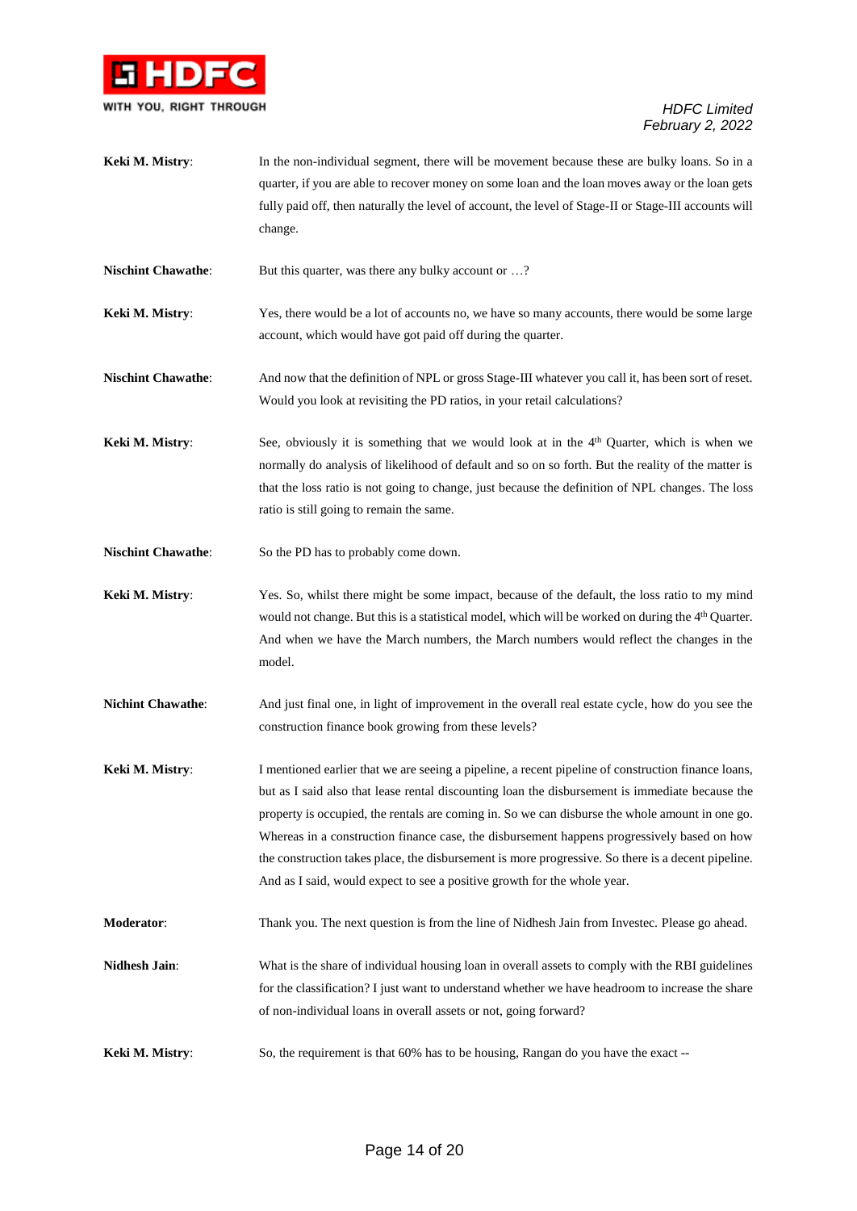**Keki M. Mistry**: In the non-individual segment, there will be movement because these are bulky loans. So in a quarter, if you are able to recover money on some loan and the loan moves away or the loan gets fully paid off, then naturally the level of account, the level of Stage-II or Stage-III accounts will change.

**Nischint Chawathe**: But this quarter, was there any bulky account or …?

**Keki M. Mistry**: Yes, there would be a lot of accounts no, we have so many accounts, there would be some large account, which would have got paid off during the quarter.

**Nischint Chawathe**: And now that the definition of NPL or gross Stage-III whatever you call it, has been sort of reset. Would you look at revisiting the PD ratios, in your retail calculations?

**Keki M. Mistry**: See, obviously it is something that we would look at in the 4th Quarter, which is when we normally do analysis of likelihood of default and so on so forth. But the reality of the matter is that the loss ratio is not going to change, just because the definition of NPL changes. The loss ratio is still going to remain the same.

**Nischint Chawathe**: So the PD has to probably come down.

**Keki M. Mistry**: Yes. So, whilst there might be some impact, because of the default, the loss ratio to my mind would not change. But this is a statistical model, which will be worked on during the 4th Quarter. And when we have the March numbers, the March numbers would reflect the changes in the model.

**Nichint Chawathe**: And just final one, in light of improvement in the overall real estate cycle, how do you see the construction finance book growing from these levels?

**Keki M. Mistry**: I mentioned earlier that we are seeing a pipeline, a recent pipeline of construction finance loans, but as I said also that lease rental discounting loan the disbursement is immediate because the property is occupied, the rentals are coming in. So we can disburse the whole amount in one go. Whereas in a construction finance case, the disbursement happens progressively based on how the construction takes place, the disbursement is more progressive. So there is a decent pipeline. And as I said, would expect to see a positive growth for the whole year.

**Moderator**: Thank you. The next question is from the line of Nidhesh Jain from Investec. Please go ahead.

**Nidhesh Jain**: What is the share of individual housing loan in overall assets to comply with the RBI guidelines for the classification? I just want to understand whether we have headroom to increase the share of non-individual loans in overall assets or not, going forward?

**Keki M. Mistry**: So, the requirement is that 60% has to be housing, Rangan do you have the exact --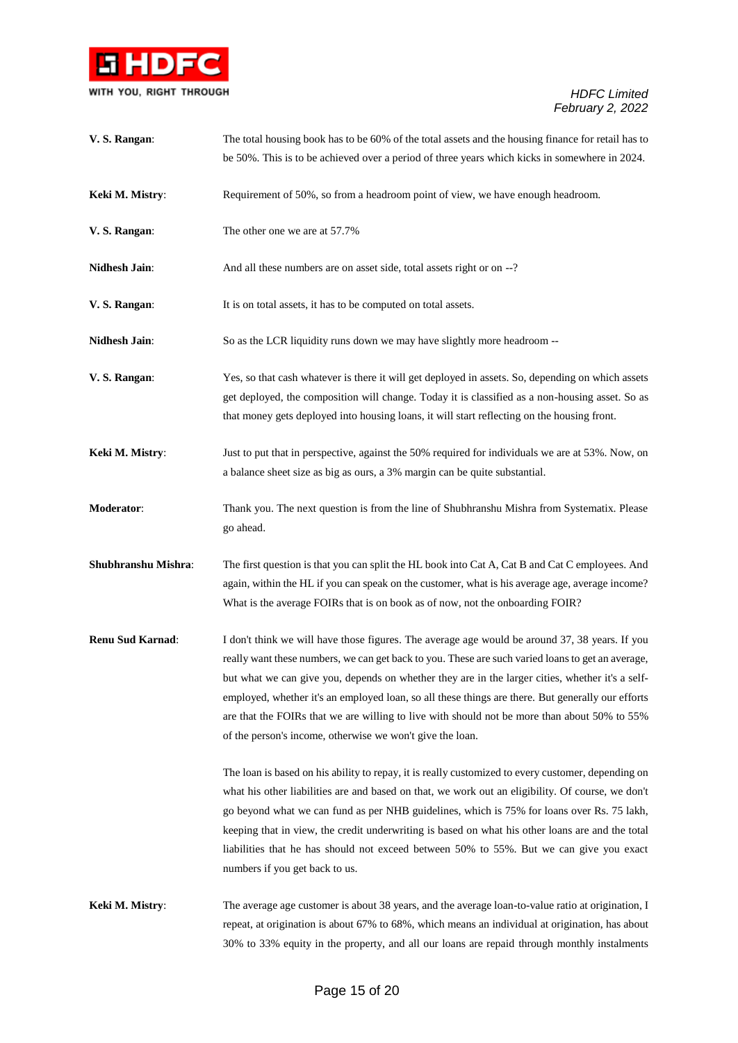**V. S. Rangan**: The total housing book has to be 60% of the total assets and the housing finance for retail has to be 50%. This is to be achieved over a period of three years which kicks in somewhere in 2024.

**Keki M. Mistry**: Requirement of 50%, so from a headroom point of view, we have enough headroom.

**V. S. Rangan**: The other one we are at 57.7%

**Nidhesh Jain**: And all these numbers are on asset side, total assets right or on --?

**V. S. Rangan**: It is on total assets, it has to be computed on total assets.

**Nidhesh Jain**: So as the LCR liquidity runs down we may have slightly more headroom --

**V. S. Rangan**: Yes, so that cash whatever is there it will get deployed in assets. So, depending on which assets get deployed, the composition will change. Today it is classified as a non-housing asset. So as that money gets deployed into housing loans, it will start reflecting on the housing front.

**Keki M. Mistry**: Just to put that in perspective, against the 50% required for individuals we are at 53%. Now, on a balance sheet size as big as ours, a 3% margin can be quite substantial.

**Moderator**: Thank you. The next question is from the line of Shubhranshu Mishra from Systematix. Please go ahead.

**Shubhranshu Mishra**: The first question is that you can split the HL book into Cat A, Cat B and Cat C employees. And again, within the HL if you can speak on the customer, what is his average age, average income? What is the average FOIRs that is on book as of now, not the onboarding FOIR?

**Renu Sud Karnad**: I don't think we will have those figures. The average age would be around 37, 38 years. If you really want these numbers, we can get back to you. These are such varied loans to get an average, but what we can give you, depends on whether they are in the larger cities, whether it's a self-employed, whether it's an employed loan, so all these things are there. But generally our efforts are that the FOIRs that we are willing to live with should not be more than about 50% to 55% of the person's income, otherwise we won't give the loan.

The loan is based on his ability to repay, it is really customized to every customer, depending on what his other liabilities are and based on that, we work out an eligibility. Of course, we don't go beyond what we can fund as per NHB guidelines, which is 75% for loans over Rs. 75 lakh, keeping that in view, the credit underwriting is based on what his other loans are and the total liabilities that he has should not exceed between 50% to 55%. But we can give you exact numbers if you get back to us.

**Keki M. Mistry**: The average age customer is about 38 years, and the average loan-to-value ratio at origination, I repeat, at origination is about 67% to 68%, which means an individual at origination, has about 30% to 33% equity in the property, and all our loans are repaid through monthly instalments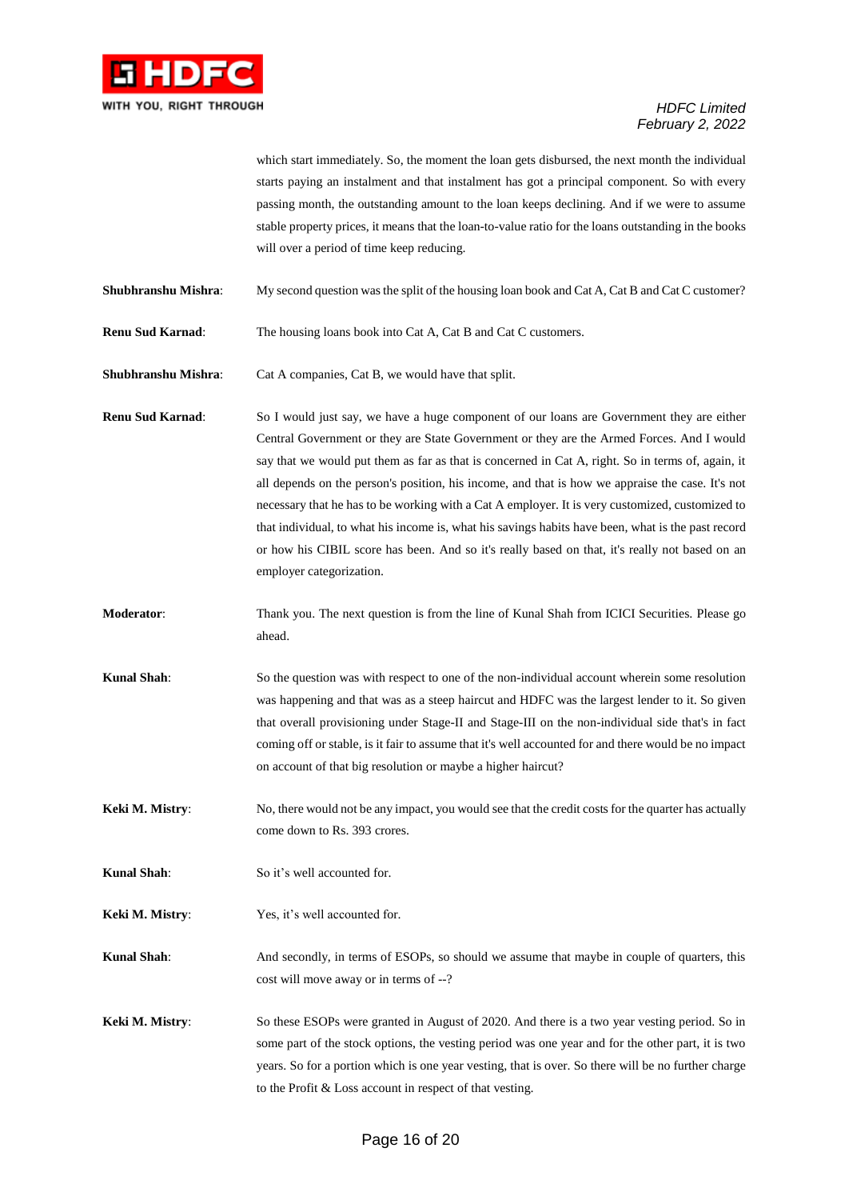which start immediately. So, the moment the loan gets disbursed, the next month the individual starts paying an instalment and that instalment has got a principal component. So with every passing month, the outstanding amount to the loan keeps declining. And if we were to assume stable property prices, it means that the loan-to-value ratio for the loans outstanding in the books will over a period of time keep reducing.

**Shubhranshu Mishra**: My second question was the split of the housing loan book and Cat A, Cat B and Cat C customer?

**Renu Sud Karnad**: The housing loans book into Cat A, Cat B and Cat C customers.

**Shubhranshu Mishra**: Cat A companies, Cat B, we would have that split.

**Renu Sud Karnad**: So I would just say, we have a huge component of our loans are Government they are either Central Government or they are State Government or they are the Armed Forces. And I would say that we would put them as far as that is concerned in Cat A, right. So in terms of, again, it all depends on the person's position, his income, and that is how we appraise the case. It's not necessary that he has to be working with a Cat A employer. It is very customized, customized to that individual, to what his income is, what his savings habits have been, what is the past record or how his CIBIL score has been. And so it's really based on that, it's really not based on an employer categorization.

**Moderator**: Thank you. The next question is from the line of Kunal Shah from ICICI Securities. Please go ahead.

**Kunal Shah**: So the question was with respect to one of the non-individual account wherein some resolution was happening and that was as a steep haircut and HDFC was the largest lender to it. So given that overall provisioning under Stage-II and Stage-III on the non-individual side that's in fact coming off or stable, is it fair to assume that it's well accounted for and there would be no impact on account of that big resolution or maybe a higher haircut?

**Keki M. Mistry**: No, there would not be any impact, you would see that the credit costs for the quarter has actually come down to Rs. 393 crores.

**Kunal Shah**: So it's well accounted for.

**Keki M. Mistry**: Yes, it's well accounted for.

**Kunal Shah**: And secondly, in terms of ESOPs, so should we assume that maybe in couple of quarters, this cost will move away or in terms of --?

**Keki M. Mistry**: So these ESOPs were granted in August of 2020. And there is a two year vesting period. So in some part of the stock options, the vesting period was one year and for the other part, it is two years. So for a portion which is one year vesting, that is over. So there will be no further charge to the Profit & Loss account in respect of that vesting.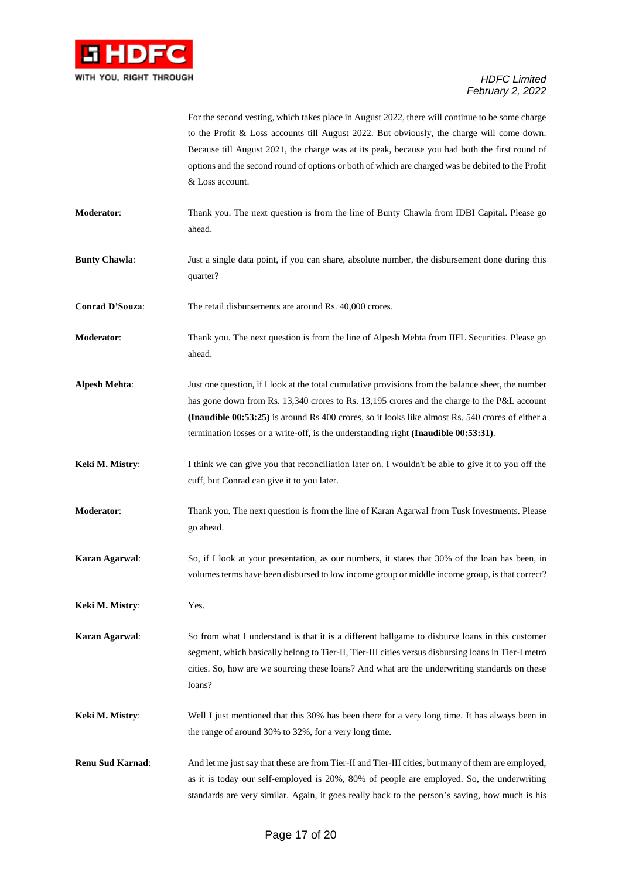For the second vesting, which takes place in August 2022, there will continue to be some charge to the Profit & Loss accounts till August 2022. But obviously, the charge will come down. Because till August 2021, the charge was at its peak, because you had both the first round of options and the second round of options or both of which are charged was be debited to the Profit & Loss account.

**Moderator**: Thank you. The next question is from the line of Bunty Chawla from IDBI Capital. Please go ahead.

**Bunty Chawla**: Just a single data point, if you can share, absolute number, the disbursement done during this quarter?

**Conrad D'Souza**: The retail disbursements are around Rs. 40,000 crores.

**Moderator**: Thank you. The next question is from the line of Alpesh Mehta from IIFL Securities. Please go ahead.

**Alpesh Mehta**: Just one question, if I look at the total cumulative provisions from the balance sheet, the number has gone down from Rs. 13,340 crores to Rs. 13,195 crores and the charge to the P&L account **(Inaudible 00:53:25)** is around Rs 400 crores, so it looks like almost Rs. 540 crores of either a termination losses or a write-off, is the understanding right **(Inaudible 00:53:31)**.

**Keki M. Mistry**: I think we can give you that reconciliation later on. I wouldn't be able to give it to you off the cuff, but Conrad can give it to you later.

**Moderator**: Thank you. The next question is from the line of Karan Agarwal from Tusk Investments. Please go ahead.

**Karan Agarwal**: So, if I look at your presentation, as our numbers, it states that 30% of the loan has been, in volumes terms have been disbursed to low income group or middle income group, is that correct?

**Keki M. Mistry**: Yes.

**Karan Agarwal**: So from what I understand is that it is a different ballgame to disburse loans in this customer segment, which basically belong to Tier-II, Tier-III cities versus disbursing loans in Tier-I metro cities. So, how are we sourcing these loans? And what are the underwriting standards on these loans?

**Keki M. Mistry**: Well I just mentioned that this 30% has been there for a very long time. It has always been in the range of around 30% to 32%, for a very long time.

**Renu Sud Karnad**: And let me just say that these are from Tier-II and Tier-III cities, but many of them are employed, as it is today our self-employed is 20%, 80% of people are employed. So, the underwriting standards are very similar. Again, it goes really back to the person's saving, how much is his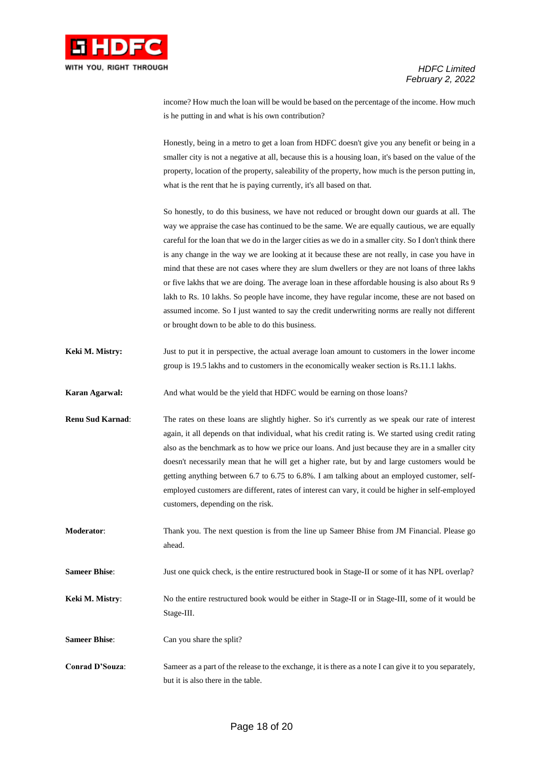income? How much the loan will be would be based on the percentage of the income. How much is he putting in and what is his own contribution?

Honestly, being in a metro to get a loan from HDFC doesn't give you any benefit or being in a smaller city is not a negative at all, because this is a housing loan, it's based on the value of the property, location of the property, saleability of the property, how much is the person putting in, what is the rent that he is paying currently, it's all based on that.

So honestly, to do this business, we have not reduced or brought down our guards at all. The way we appraise the case has continued to be the same. We are equally cautious, we are equally careful for the loan that we do in the larger cities as we do in a smaller city. So I don't think there is any change in the way we are looking at it because these are not really, in case you have in mind that these are not cases where they are slum dwellers or they are not loans of three lakhs or five lakhs that we are doing. The average loan in these affordable housing is also about Rs 9 lakh to Rs. 10 lakhs. So people have income, they have regular income, these are not based on assumed income. So I just wanted to say the credit underwriting norms are really not different or brought down to be able to do this business.

**Keki M. Mistry:** Just to put it in perspective, the actual average loan amount to customers in the lower income group is 19.5 lakhs and to customers in the economically weaker section is Rs.11.1 lakhs.

**Karan Agarwal:** And what would be the yield that HDFC would be earning on those loans?

**Renu Sud Karnad**: The rates on these loans are slightly higher. So it's currently as we speak our rate of interest again, it all depends on that individual, what his credit rating is. We started using credit rating also as the benchmark as to how we price our loans. And just because they are in a smaller city doesn't necessarily mean that he will get a higher rate, but by and large customers would be getting anything between 6.7 to 6.75 to 6.8%. I am talking about an employed customer, self-employed customers are different, rates of interest can vary, it could be higher in self-employed customers, depending on the risk.

**Moderator**: Thank you. The next question is from the line up Sameer Bhise from JM Financial. Please go ahead.

**Sameer Bhise**: Just one quick check, is the entire restructured book in Stage-II or some of it has NPL overlap?

**Keki M. Mistry**: No the entire restructured book would be either in Stage-II or in Stage-III, some of it would be Stage-III.

**Sameer Bhise**: Can you share the split?

**Conrad D'Souza**: Sameer as a part of the release to the exchange, it is there as a note I can give it to you separately, but it is also there in the table.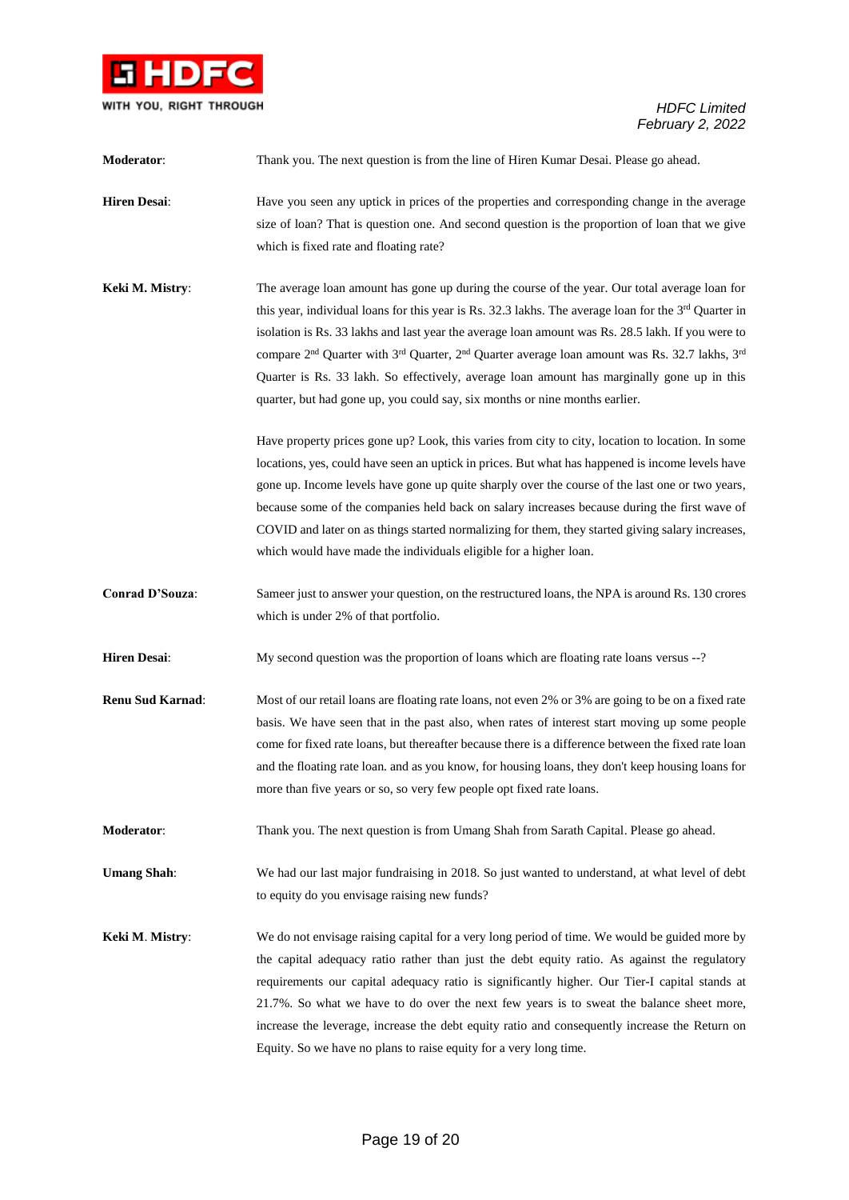**Moderator**: Thank you. The next question is from the line of Hiren Kumar Desai. Please go ahead.

**Hiren Desai**: Have you seen any uptick in prices of the properties and corresponding change in the average size of loan? That is question one. And second question is the proportion of loan that we give which is fixed rate and floating rate?

**Keki M. Mistry**: The average loan amount has gone up during the course of the year. Our total average loan for this year, individual loans for this year is Rs. 32.3 lakhs. The average loan for the 3rd Quarter in isolation is Rs. 33 lakhs and last year the average loan amount was Rs. 28.5 lakh. If you were to compare 2nd Quarter with 3rd Quarter, 2nd Quarter average loan amount was Rs. 32.7 lakhs, 3rd Quarter is Rs. 33 lakh. So effectively, average loan amount has marginally gone up in this quarter, but had gone up, you could say, six months or nine months earlier.

Have property prices gone up? Look, this varies from city to city, location to location. In some locations, yes, could have seen an uptick in prices. But what has happened is income levels have gone up. Income levels have gone up quite sharply over the course of the last one or two years, because some of the companies held back on salary increases because during the first wave of COVID and later on as things started normalizing for them, they started giving salary increases, which would have made the individuals eligible for a higher loan.

**Conrad D'Souza**: Sameer just to answer your question, on the restructured loans, the NPA is around Rs. 130 crores which is under 2% of that portfolio.

**Hiren Desai**: My second question was the proportion of loans which are floating rate loans versus --?

**Renu Sud Karnad**: Most of our retail loans are floating rate loans, not even 2% or 3% are going to be on a fixed rate basis. We have seen that in the past also, when rates of interest start moving up some people come for fixed rate loans, but thereafter because there is a difference between the fixed rate loan and the floating rate loan. and as you know, for housing loans, they don't keep housing loans for more than five years or so, so very few people opt fixed rate loans.

**Moderator**: Thank you. The next question is from Umang Shah from Sarath Capital. Please go ahead.

**Umang Shah**: We had our last major fundraising in 2018. So just wanted to understand, at what level of debt to equity do you envisage raising new funds?

**Keki M. Mistry**: We do not envisage raising capital for a very long period of time. We would be guided more by the capital adequacy ratio rather than just the debt equity ratio. As against the regulatory requirements our capital adequacy ratio is significantly higher. Our Tier-I capital stands at 21.7%. So what we have to do over the next few years is to sweat the balance sheet more, increase the leverage, increase the debt equity ratio and consequently increase the Return on Equity. So we have no plans to raise equity for a very long time.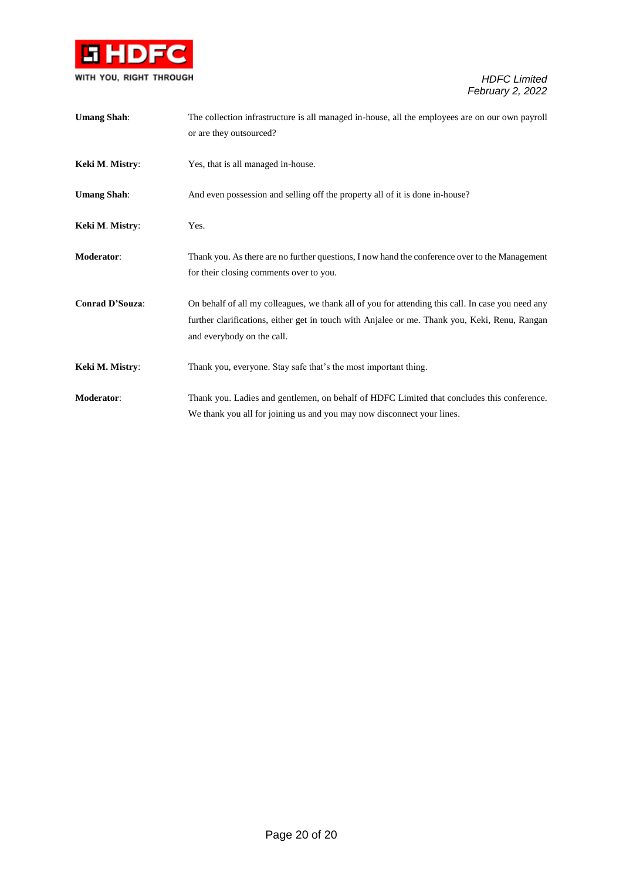**Umang Shah**: The collection infrastructure is all managed in-house, all the employees are on our own payroll or are they outsourced?

**Keki M. Mistry**: Yes, that is all managed in-house.

**Umang Shah**: And even possession and selling off the property all of it is done in-house?

**Keki M. Mistry**: Yes.

**Moderator**: Thank you. As there are no further questions, I now hand the conference over to the Management for their closing comments over to you.

**Conrad D'Souza**: On behalf of all my colleagues, we thank all of you for attending this call. In case you need any further clarifications, either get in touch with Anjalee or me. Thank you, Keki, Renu, Rangan and everybody on the call.

**Keki M. Mistry**: Thank you, everyone. Stay safe that's the most important thing.

**Moderator**: Thank you. Ladies and gentlemen, on behalf of HDFC Limited that concludes this conference. We thank you all for joining us and you may now disconnect your lines.